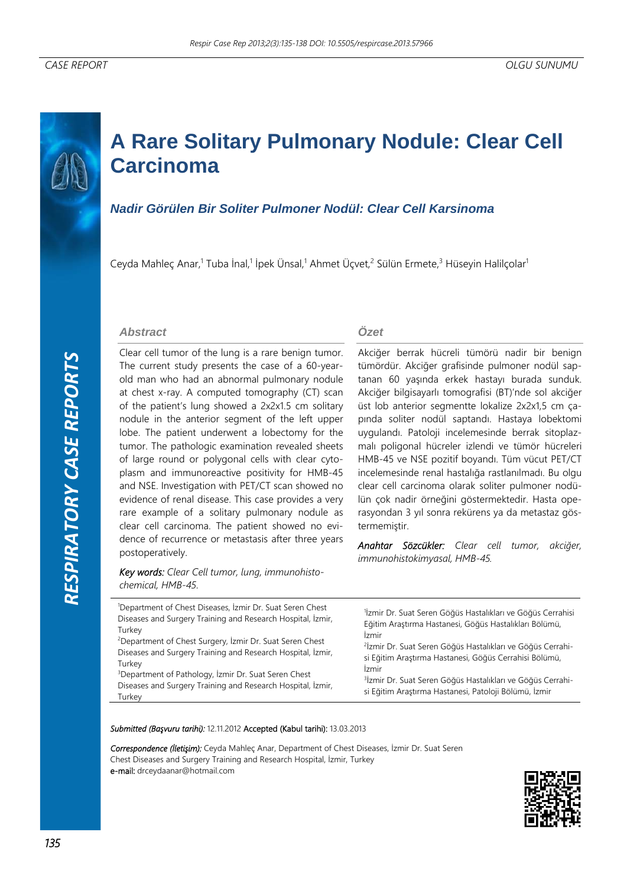CASE REPORT | OLGU SUNUMU

# A Rare Solitary Pulmonary Nodule: Clear Cell Carcinoma

## *Nadir Görülen Bir Soliter Pulmoner Nodül: Clear Cell Karsinoma*

Ceyda Mahleç Anar,[1] Tuba İnal,[1] İpek Ünsal,[1] Ahmet Üçvet,[2] Sülün Ermete,[3] Hüseyin Halilçolar[1]

### Abstract

Clear cell tumor of the lung is a rare benign tumor. The current study presents the case of a 60-year-old man who had an abnormal pulmonary nodule at chest x-ray. A computed tomography (CT) scan of the patient's lung showed a 2x2x1.5 cm solitary nodule in the anterior segment of the left upper lobe. The patient underwent a lobectomy for the tumor. The pathologic examination revealed sheets of large round or polygonal cells with clear cytoplasm and immunoreactive positivity for HMB-45 and NSE. Investigation with PET/CT scan showed no evidence of renal disease. This case provides a very rare example of a solitary pulmonary nodule as clear cell carcinoma. The patient showed no evidence of recurrence or metastasis after three years postoperatively.

*Key words: Clear Cell tumor, lung, immunohistochemical, HMB-45.*

### Özet

Akciğer berrak hücreli tümörü nadir bir benign tümördür. Akciğer grafisinde pulmoner nodül saptanan 60 yaşında erkek hastayı burada sunduk. Akciğer bilgisayarlı tomografisi (BT)'nde sol akciğer üst lob anterior segmentte lokalize 2x2x1,5 cm çapında soliter nodül saptandı. Hastaya lobektomi uygulandı. Patoloji incelemesinde berrak sitoplazmalı poligonal hücreler izlendi ve tümör hücreleri HMB-45 ve NSE pozitif boyandı. Tüm vücut PET/CT incelemesinde renal hastalığa rastlanılmadı. Bu olgu clear cell carcinoma olarak soliter pulmoner nodülün çok nadir örneğini göstermektedir. Hasta operasyondan 3 yıl sonra rekürens ya da metastaz göstermemiştir.

*Anahtar Sözcükler: Clear cell tumor, akciğer, immunohistokimyasal, HMB-45.*

[1]Department of Chest Diseases, İzmir Dr. Suat Seren Chest Diseases and Surgery Training and Research Hospital, İzmir, Turkey
[2]Department of Chest Surgery, İzmir Dr. Suat Seren Chest Diseases and Surgery Training and Research Hospital, İzmir, Turkey
[3]Department of Pathology, İzmir Dr. Suat Seren Chest Diseases and Surgery Training and Research Hospital, İzmir, Turkey

[1]İzmir Dr. Suat Seren Göğüs Hastalıkları ve Göğüs Cerrahisi Eğitim Araştırma Hastanesi, Göğüs Hastalıkları Bölümü, İzmir
[2]İzmir Dr. Suat Seren Göğüs Hastalıkları ve Göğüs Cerrahisi Eğitim Araştırma Hastanesi, Göğüs Cerrahisi Bölümü, İzmir
[3]İzmir Dr. Suat Seren Göğüs Hastalıkları ve Göğüs Cerrahisi Eğitim Araştırma Hastanesi, Patoloji Bölümü, İzmir

*Submitted (Başvuru tarihi):* 12.11.2012 Accepted (Kabul tarihi): 13.03.2013

*Correspondence (İletişim):* Ceyda Mahleç Anar, Department of Chest Diseases, İzmir Dr. Suat Seren Chest Diseases and Surgery Training and Research Hospital, İzmir, Turkey
e-mail: drceydaanar@hotmail.com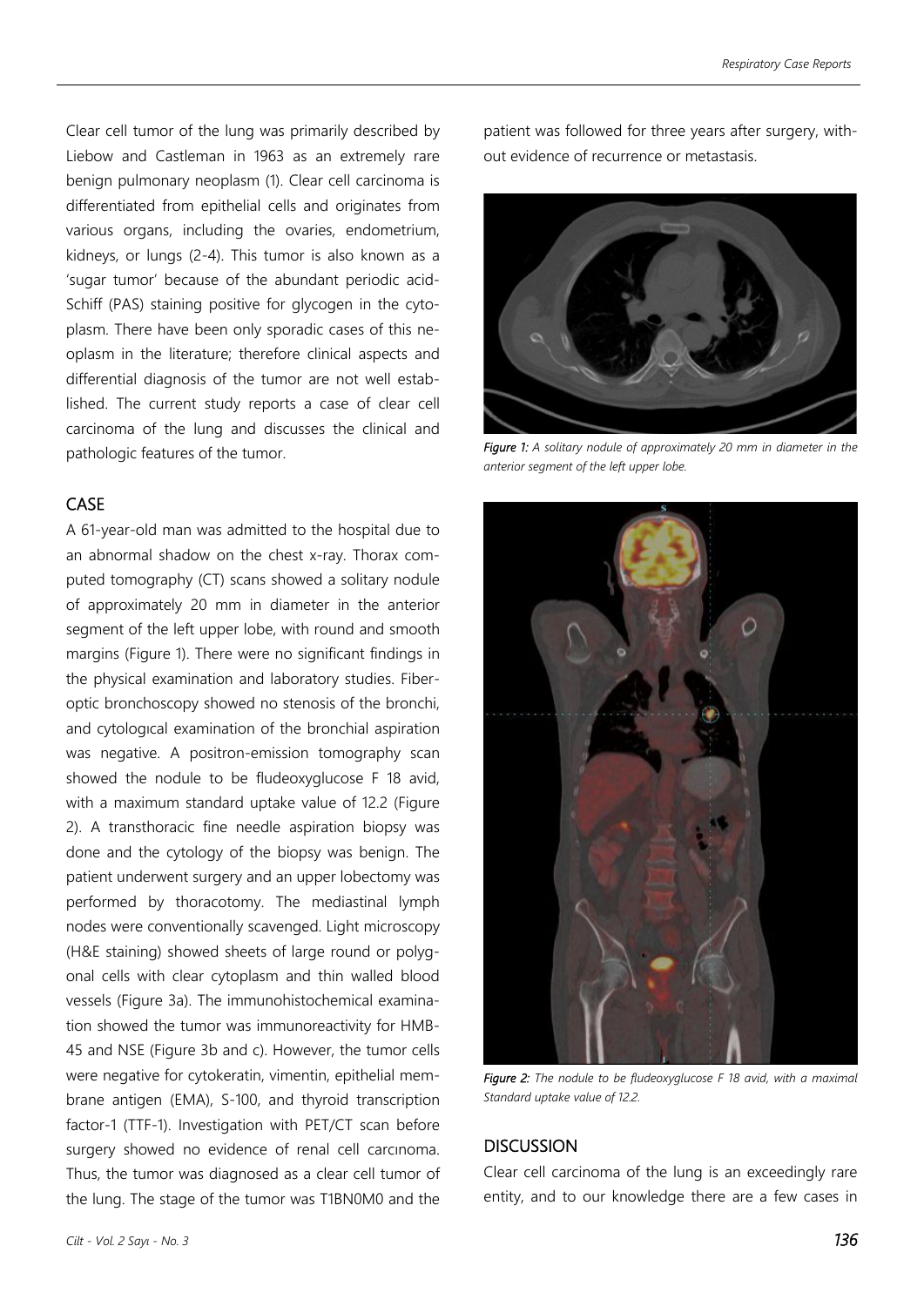Clear cell tumor of the lung was primarily described by Liebow and Castleman in 1963 as an extremely rare benign pulmonary neoplasm (1). Clear cell carcinoma is differentiated from epithelial cells and originates from various organs, including the ovaries, endometrium, kidneys, or lungs (2-4). This tumor is also known as a 'sugar tumor' because of the abundant periodic acid-Schiff (PAS) staining positive for glycogen in the cytoplasm. There have been only sporadic cases of this neoplasm in the literature; therefore clinical aspects and differential diagnosis of the tumor are not well established. The current study reports a case of clear cell carcinoma of the lung and discusses the clinical and pathologic features of the tumor.

## CASE

A 61-year-old man was admitted to the hospital due to an abnormal shadow on the chest x-ray. Thorax computed tomography (CT) scans showed a solitary nodule of approximately 20 mm in diameter in the anterior segment of the left upper lobe, with round and smooth margins (Figure 1). There were no significant findings in the physical examination and laboratory studies. Fiberoptic bronchoscopy showed no stenosis of the bronchi, and cytologıcal examination of the bronchial aspiration was negative. A positron-emission tomography scan showed the nodule to be fludeoxyglucose F 18 avid, with a maximum standard uptake value of 12.2 (Figure 2). A transthoracic fine needle aspiration biopsy was done and the cytology of the biopsy was benign. The patient underwent surgery and an upper lobectomy was performed by thoracotomy. The mediastinal lymph nodes were conventionally scavenged. Light microscopy (H&E staining) showed sheets of large round or polygonal cells with clear cytoplasm and thin walled blood vessels (Figure 3a). The immunohistochemical examination showed the tumor was immunoreactivity for HMB-45 and NSE (Figure 3b and c). However, the tumor cells were negative for cytokeratin, vimentin, epithelial membrane antigen (EMA), S-100, and thyroid transcription factor-1 (TTF-1). Investigation with PET/CT scan before surgery showed no evidence of renal cell carcınoma. Thus, the tumor was diagnosed as a clear cell tumor of the lung. The stage of the tumor was T1BN0M0 and the patient was followed for three years after surgery, without evidence of recurrence or metastasis.

***Figure 1:*** *A solitary nodule of approximately 20 mm in diameter in the anterior segment of the left upper lobe.*

***Figure 2:*** *The nodule to be fludeoxyglucose F 18 avid, with a maximal Standard uptake value of 12.2.*

## DISCUSSION

Clear cell carcinoma of the lung is an exceedingly rare entity, and to our knowledge there are a few cases in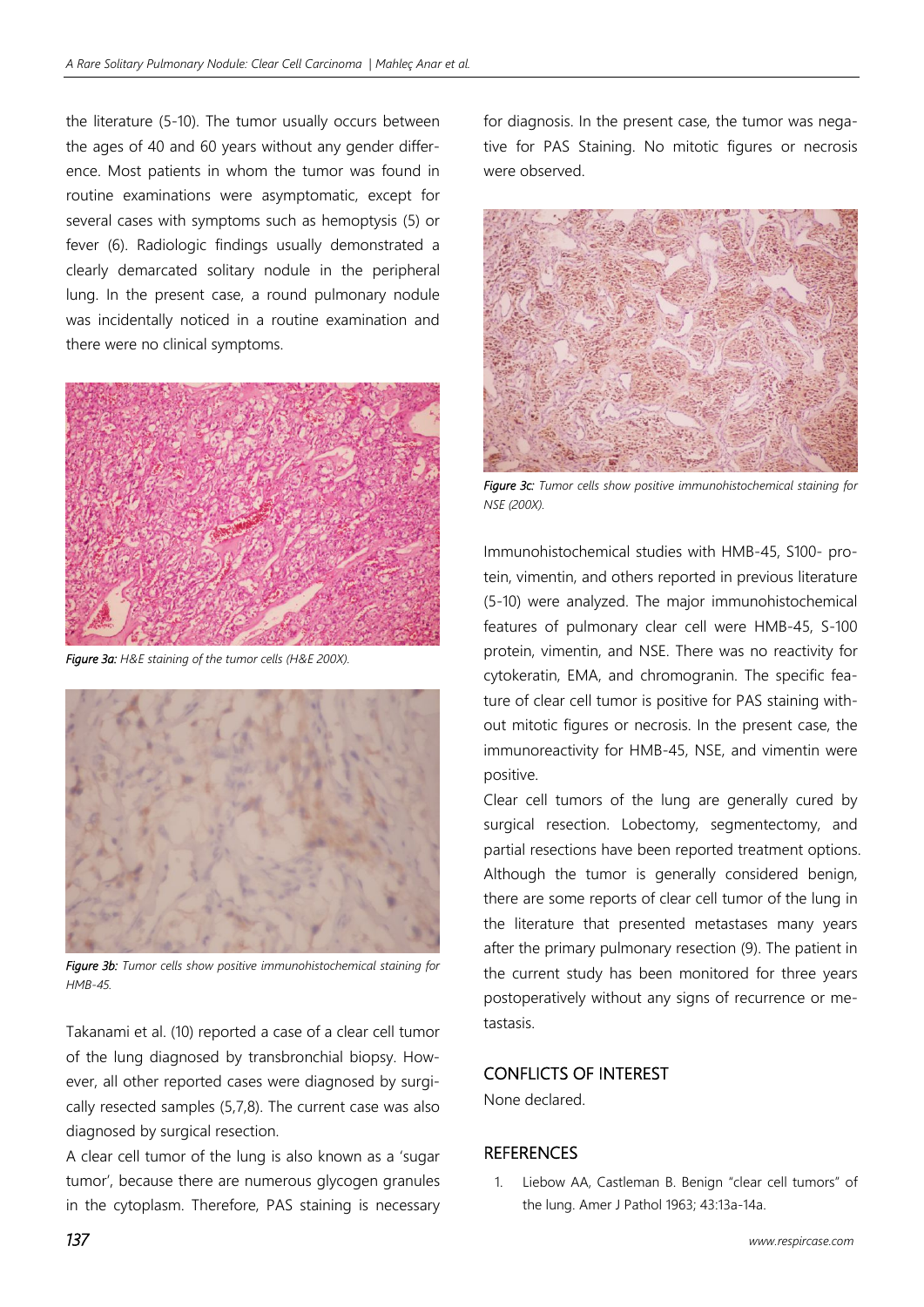the literature (5-10). The tumor usually occurs between the ages of 40 and 60 years without any gender difference. Most patients in whom the tumor was found in routine examinations were asymptomatic, except for several cases with symptoms such as hemoptysis (5) or fever (6). Radiologic findings usually demonstrated a clearly demarcated solitary nodule in the peripheral lung. In the present case, a round pulmonary nodule was incidentally noticed in a routine examination and there were no clinical symptoms.

***Figure 3a:*** *H&E staining of the tumor cells (H&E 200X).*

***Figure 3b:*** *Tumor cells show positive immunohistochemical staining for HMB-45.*

Takanami et al. (10) reported a case of a clear cell tumor of the lung diagnosed by transbronchial biopsy. However, all other reported cases were diagnosed by surgically resected samples (5,7,8). The current case was also diagnosed by surgical resection.

A clear cell tumor of the lung is also known as a 'sugar tumor', because there are numerous glycogen granules in the cytoplasm. Therefore, PAS staining is necessary for diagnosis. In the present case, the tumor was negative for PAS Staining. No mitotic figures or necrosis were observed.

***Figure 3c:*** *Tumor cells show positive immunohistochemical staining for NSE (200X).*

Immunohistochemical studies with HMB-45, S100- protein, vimentin, and others reported in previous literature (5-10) were analyzed. The major immunohistochemical features of pulmonary clear cell were HMB-45, S-100 protein, vimentin, and NSE. There was no reactivity for cytokeratin, EMA, and chromogranin. The specific feature of clear cell tumor is positive for PAS staining without mitotic figures or necrosis. In the present case, the immunoreactivity for HMB-45, NSE, and vimentin were positive.

Clear cell tumors of the lung are generally cured by surgical resection. Lobectomy, segmentectomy, and partial resections have been reported treatment options. Although the tumor is generally considered benign, there are some reports of clear cell tumor of the lung in the literature that presented metastases many years after the primary pulmonary resection (9). The patient in the current study has been monitored for three years postoperatively without any signs of recurrence or metastasis.

## CONFLICTS OF INTEREST

None declared.

## REFERENCES

1. Liebow AA, Castleman B. Benign "clear cell tumors" of the lung. Amer J Pathol 1963; 43:13a-14a.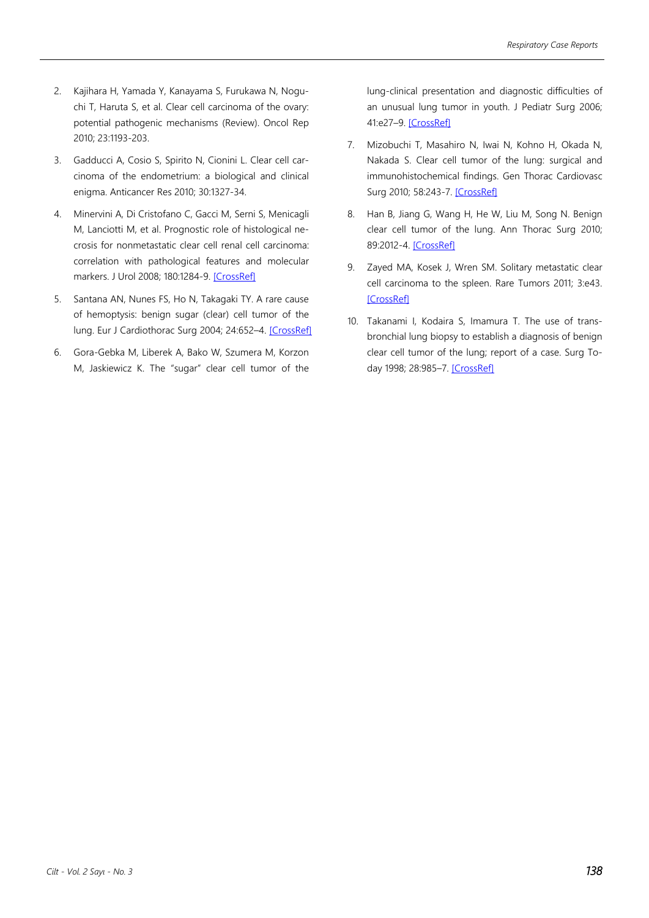2. Kajihara H, Yamada Y, Kanayama S, Furukawa N, Noguchi T, Haruta S, et al. Clear cell carcinoma of the ovary: potential pathogenic mechanisms (Review). Oncol Rep 2010; 23:1193-203.
3. Gadducci A, Cosio S, Spirito N, Cionini L. Clear cell carcinoma of the endometrium: a biological and clinical enigma. Anticancer Res 2010; 30:1327-34.
4. Minervini A, Di Cristofano C, Gacci M, Serni S, Menicagli M, Lanciotti M, et al. Prognostic role of histological necrosis for nonmetastatic clear cell renal cell carcinoma: correlation with pathological features and molecular markers. J Urol 2008; 180:1284-9. [CrossRef]
5. Santana AN, Nunes FS, Ho N, Takagaki TY. A rare cause of hemoptysis: benign sugar (clear) cell tumor of the lung. Eur J Cardiothorac Surg 2004; 24:652–4. [CrossRef]
6. Gora-Gebka M, Liberek A, Bako W, Szumera M, Korzon M, Jaskiewicz K. The "sugar" clear cell tumor of the lung-clinical presentation and diagnostic difficulties of an unusual lung tumor in youth. J Pediatr Surg 2006; 41:e27–9. [CrossRef]
7. Mizobuchi T, Masahiro N, Iwai N, Kohno H, Okada N, Nakada S. Clear cell tumor of the lung: surgical and immunohistochemical findings. Gen Thorac Cardiovasc Surg 2010; 58:243-7. [CrossRef]
8. Han B, Jiang G, Wang H, He W, Liu M, Song N. Benign clear cell tumor of the lung. Ann Thorac Surg 2010; 89:2012-4. [CrossRef]
9. Zayed MA, Kosek J, Wren SM. Solitary metastatic clear cell carcinoma to the spleen. Rare Tumors 2011; 3:e43. [CrossRef]
10. Takanami I, Kodaira S, Imamura T. The use of transbronchial lung biopsy to establish a diagnosis of benign clear cell tumor of the lung; report of a case. Surg Today 1998; 28:985–7. [CrossRef]